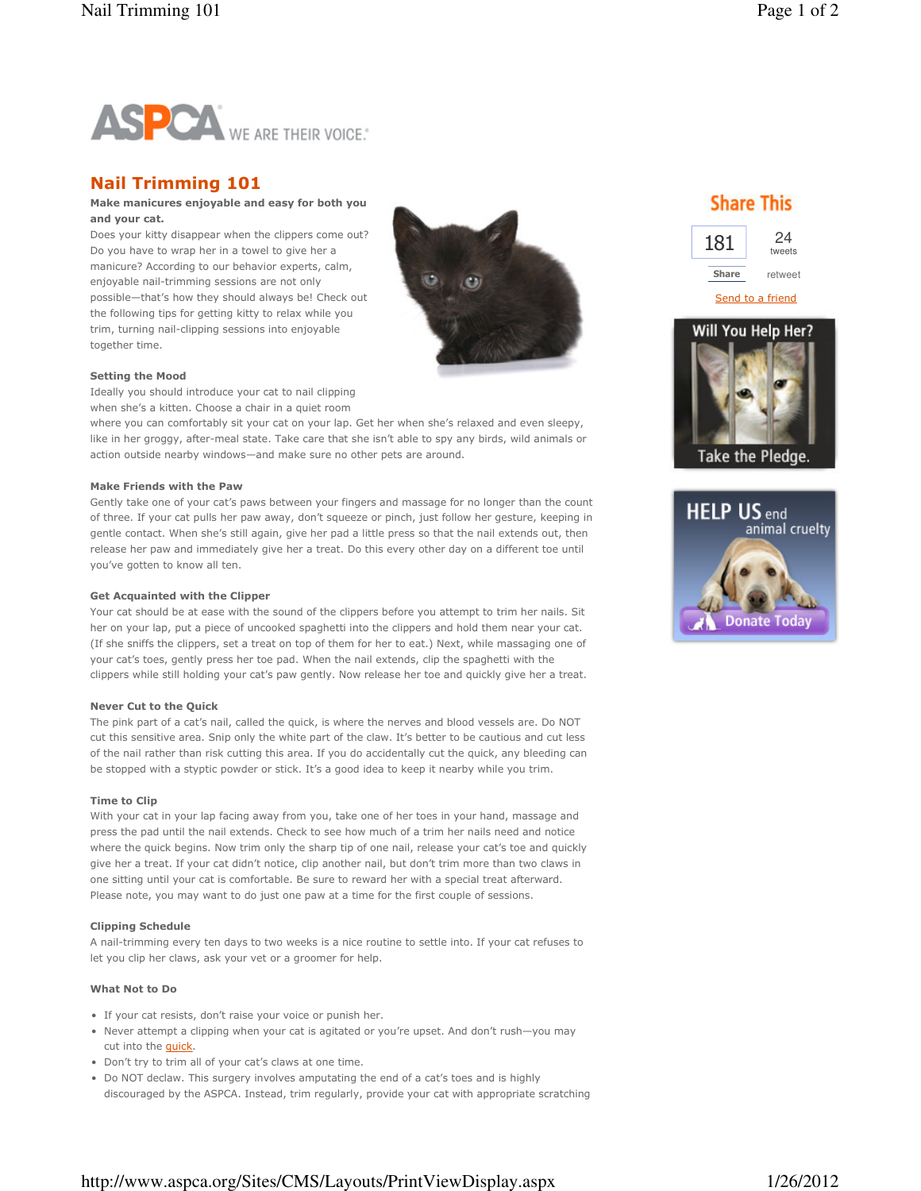ASPCA WE ARE THEIR VOICE.

# Nail Trimming 101

**Make manicures enjoyable and easy for both you and your cat.**

Does your kitty disappear when the clippers come out? Do you have to wrap her in a towel to give her a manicure? According to our behavior experts, calm, enjoyable nail-trimming sessions are not only possible—that's how they should always be! Check out the following tips for getting kitty to relax while you trim, turning nail-clipping sessions into enjoyable together time.

Share This

181 Share

24 tweets retweet

Send to a friend

Will You Help Her? Take the Pledge.

HELP US end animal cruelty Donate Today

### Setting the Mood

Ideally you should introduce your cat to nail clipping when she's a kitten. Choose a chair in a quiet room where you can comfortably sit your cat on your lap. Get her when she's relaxed and even sleepy, like in her groggy, after-meal state. Take care that she isn't able to spy any birds, wild animals or action outside nearby windows—and make sure no other pets are around.

### Make Friends with the Paw

Gently take one of your cat's paws between your fingers and massage for no longer than the count of three. If your cat pulls her paw away, don't squeeze or pinch, just follow her gesture, keeping in gentle contact. When she's still again, give her pad a little press so that the nail extends out, then release her paw and immediately give her a treat. Do this every other day on a different toe until you've gotten to know all ten.

### Get Acquainted with the Clipper

Your cat should be at ease with the sound of the clippers before you attempt to trim her nails. Sit her on your lap, put a piece of uncooked spaghetti into the clippers and hold them near your cat. (If she sniffs the clippers, set a treat on top of them for her to eat.) Next, while massaging one of your cat's toes, gently press her toe pad. When the nail extends, clip the spaghetti with the clippers while still holding your cat's paw gently. Now release her toe and quickly give her a treat.

### Never Cut to the Quick

The pink part of a cat's nail, called the quick, is where the nerves and blood vessels are. Do NOT cut this sensitive area. Snip only the white part of the claw. It's better to be cautious and cut less of the nail rather than risk cutting this area. If you do accidentally cut the quick, any bleeding can be stopped with a styptic powder or stick. It's a good idea to keep it nearby while you trim.

### Time to Clip

With your cat in your lap facing away from you, take one of her toes in your hand, massage and press the pad until the nail extends. Check to see how much of a trim her nails need and notice where the quick begins. Now trim only the sharp tip of one nail, release your cat's toe and quickly give her a treat. If your cat didn't notice, clip another nail, but don't trim more than two claws in one sitting until your cat is comfortable. Be sure to reward her with a special treat afterward. Please note, you may want to do just one paw at a time for the first couple of sessions.

### Clipping Schedule

A nail-trimming every ten days to two weeks is a nice routine to settle into. If your cat refuses to let you clip her claws, ask your vet or a groomer for help.

### What Not to Do

- If your cat resists, don't raise your voice or punish her.
- Never attempt a clipping when your cat is agitated or you're upset. And don't rush—you may cut into the quick.
- Don't try to trim all of your cat's claws at one time.
- Do NOT declaw. This surgery involves amputating the end of a cat's toes and is highly discouraged by the ASPCA. Instead, trim regularly, provide your cat with appropriate scratching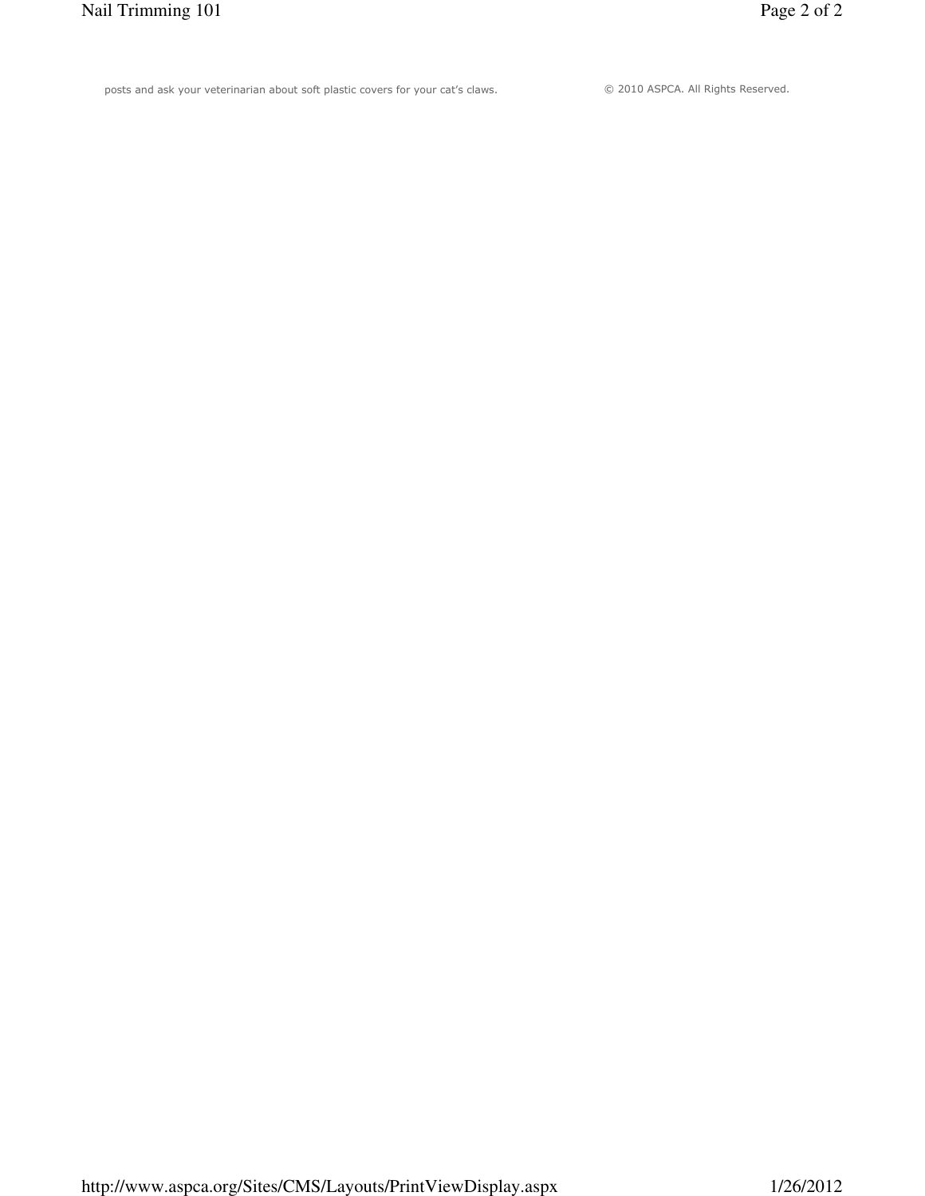posts and ask your veterinarian about soft plastic covers for your cat's claws.

© 2010 ASPCA. All Rights Reserved.